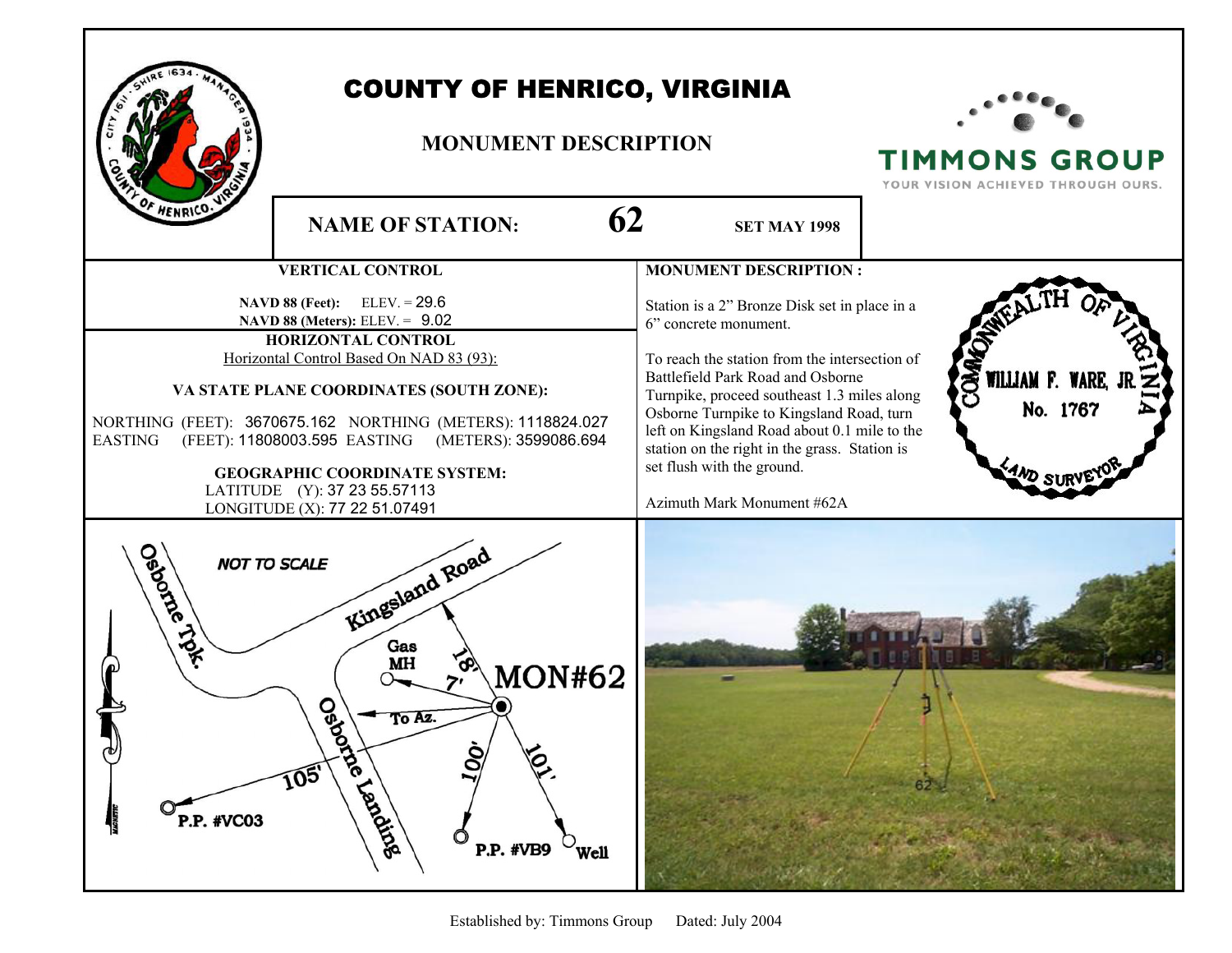# COUNTY OF HENRICO, VIRGINIA

## MONUMENT DESCRIPTION

TIMMONS GROUP
YOUR VISION ACHIEVED THROUGH OURS.

**NAME OF STATION:** **62** **SET MAY 1998**

### VERTICAL CONTROL

**NAVD 88 (Feet):** ELEV. = 29.6
**NAVD 88 (Meters):** ELEV. = 9.02

### HORIZONTAL CONTROL

Horizontal Control Based On NAD 83 (93):

**VA STATE PLANE COORDINATES (SOUTH ZONE):**

NORTHING (FEET): 3670675.162 NORTHING (METERS): 1118824.027
EASTING (FEET): 11808003.595 EASTING (METERS): 3599086.694

**GEOGRAPHIC COORDINATE SYSTEM:**

LATITUDE (Y): 37 23 55.57113
LONGITUDE (X): 77 22 51.07491

### MONUMENT DESCRIPTION :

Station is a 2" Bronze Disk set in place in a 6" concrete monument.

To reach the station from the intersection of Battlefield Park Road and Osborne Turnpike, proceed southeast 1.3 miles along Osborne Turnpike to Kingsland Road, turn left on Kingsland Road about 0.1 mile to the station on the right in the grass. Station is set flush with the ground.

Azimuth Mark Monument #62A

COMMONWEALTH OF VIRGINIA
WILLIAM F. WARE, JR.
No. 1767
LAND SURVEYOR

NOT TO SCALE

Osborne Tpk. — Kingsland Road — Osborne Landing — Gas MH — 18' — 7' — MON#62 — To Az. — 105' — P.P. #VC03 — 100' — P.P. #VB9 — 101' — Well — MAGNETIC

Established by: Timmons Group Dated: July 2004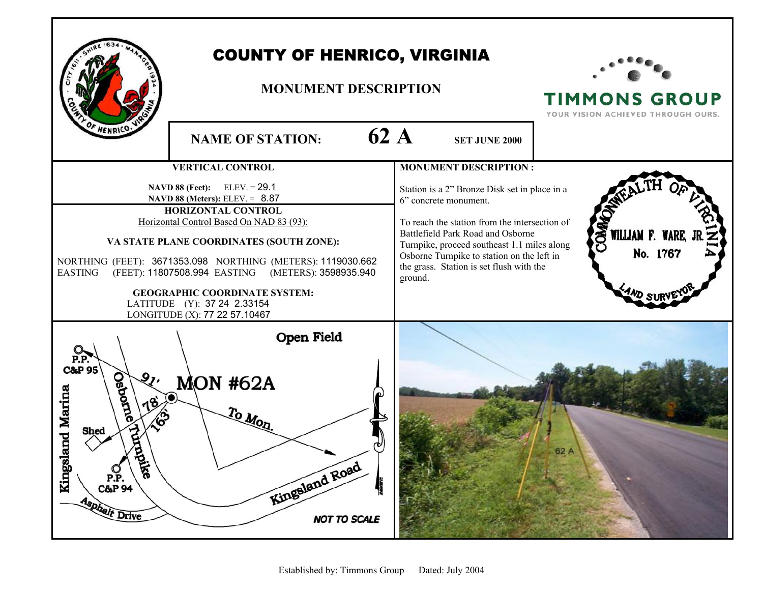# COUNTY OF HENRICO, VIRGINIA

## MONUMENT DESCRIPTION

TIMMONS GROUP
YOUR VISION ACHIEVED THROUGH OURS.

**NAME OF STATION:** **62 A** **SET JUNE 2000**

### VERTICAL CONTROL

**NAVD 88 (Feet):** ELEV. = 29.1
**NAVD 88 (Meters):** ELEV. = 8.87

### HORIZONTAL CONTROL

Horizontal Control Based On NAD 83 (93):

**VA STATE PLANE COORDINATES (SOUTH ZONE):**

NORTHING (FEET): 3671353.098 NORTHING (METERS): 1119030.662
EASTING (FEET): 11807508.994 EASTING (METERS): 3598935.940

**GEOGRAPHIC COORDINATE SYSTEM:**

LATITUDE (Y): 37 24 2.33154
LONGITUDE (X): 77 22 57.10467

### MONUMENT DESCRIPTION :

Station is a 2" Bronze Disk set in place in a 6" concrete monument.

To reach the station from the intersection of Battlefield Park Road and Osborne Turnpike, proceed southeast 1.1 miles along Osborne Turnpike to station on the left in the grass. Station is set flush with the ground.

COMMONWEALTH OF VIRGINIA
WILLIAM F. WARE, JR.
No. 1767
LAND SURVEYOR

Open Field
MON #62A
P.P. C&P 95
91'
78'
163'
Shed
P.P. C&P 94
Osborne Turnpike
Kingsland Marina
To Mon.
Kingsland Road
Asphalt Drive
NOT TO SCALE

62 A

Established by: Timmons Group Dated: July 2004